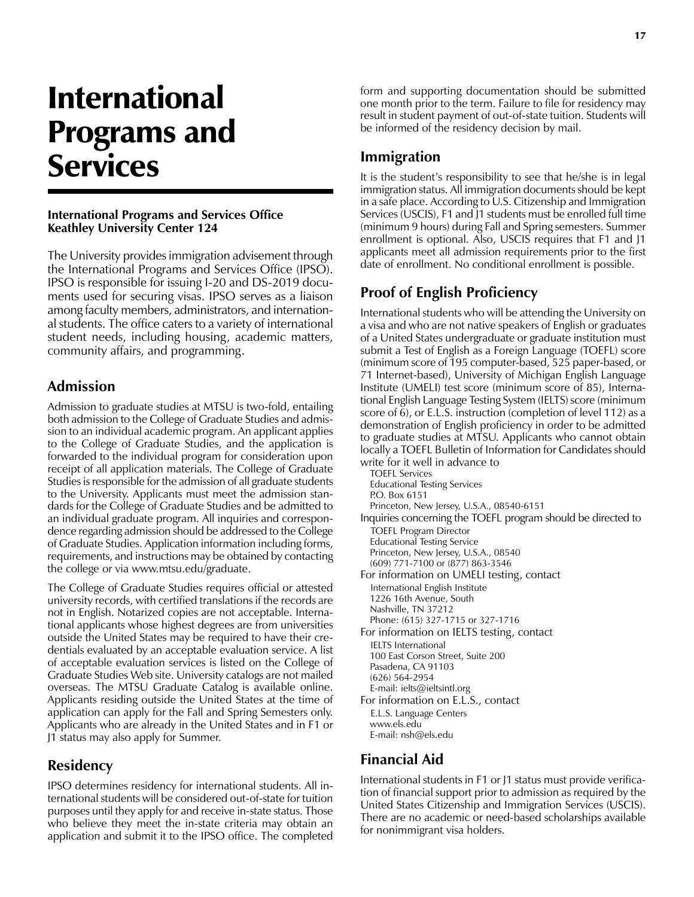# International Programs and Services

**International Programs and Services Office**
**Keathley University Center 124**

The University provides immigration advisement through the International Programs and Services Office (IPSO). IPSO is responsible for issuing I-20 and DS-2019 documents used for securing visas. IPSO serves as a liaison among faculty members, administrators, and international students. The office caters to a variety of international student needs, including housing, academic matters, community affairs, and programming.

## Admission

Admission to graduate studies at MTSU is two-fold, entailing both admission to the College of Graduate Studies and admission to an individual academic program. An applicant applies to the College of Graduate Studies, and the application is forwarded to the individual program for consideration upon receipt of all application materials. The College of Graduate Studies is responsible for the admission of all graduate students to the University. Applicants must meet the admission standards for the College of Graduate Studies and be admitted to an individual graduate program. All inquiries and correspondence regarding admission should be addressed to the College of Graduate Studies. Application information including forms, requirements, and instructions may be obtained by contacting the college or via www.mtsu.edu/graduate.

The College of Graduate Studies requires official or attested university records, with certified translations if the records are not in English. Notarized copies are not acceptable. International applicants whose highest degrees are from universities outside the United States may be required to have their credentials evaluated by an acceptable evaluation service. A list of acceptable evaluation services is listed on the College of Graduate Studies Web site. University catalogs are not mailed overseas. The MTSU Graduate Catalog is available online. Applicants residing outside the United States at the time of application can apply for the Fall and Spring Semesters only. Applicants who are already in the United States and in F1 or J1 status may also apply for Summer.

## Residency

IPSO determines residency for international students. All international students will be considered out-of-state for tuition purposes until they apply for and receive in-state status. Those who believe they meet the in-state criteria may obtain an application and submit it to the IPSO office. The completed form and supporting documentation should be submitted one month prior to the term. Failure to file for residency may result in student payment of out-of-state tuition. Students will be informed of the residency decision by mail.

## Immigration

It is the student's responsibility to see that he/she is in legal immigration status. All immigration documents should be kept in a safe place. According to U.S. Citizenship and Immigration Services (USCIS), F1 and J1 students must be enrolled full time (minimum 9 hours) during Fall and Spring semesters. Summer enrollment is optional. Also, USCIS requires that F1 and J1 applicants meet all admission requirements prior to the first date of enrollment. No conditional enrollment is possible.

## Proof of English Proficiency

International students who will be attending the University on a visa and who are not native speakers of English or graduates of a United States undergraduate or graduate institution must submit a Test of English as a Foreign Language (TOEFL) score (minimum score of 195 computer-based, 525 paper-based, or 71 Internet-based), University of Michigan English Language Institute (UMELI) test score (minimum score of 85), International English Language Testing System (IELTS) score (minimum score of 6), or E.L.S. instruction (completion of level 112) as a demonstration of English proficiency in order to be admitted to graduate studies at MTSU. Applicants who cannot obtain locally a TOEFL Bulletin of Information for Candidates should write for it well in advance to

TOEFL Services
Educational Testing Services
P.O. Box 6151
Princeton, New Jersey, U.S.A., 08540-6151

Inquiries concerning the TOEFL program should be directed to

TOEFL Program Director
Educational Testing Service
Princeton, New Jersey, U.S.A., 08540
(609) 771-7100 or (877) 863-3546

For information on UMELI testing, contact

International English Institute
1226 16th Avenue, South
Nashville, TN 37212
Phone: (615) 327-1715 or 327-1716

For information on IELTS testing, contact

IELTS International
100 East Corson Street, Suite 200
Pasadena, CA 91103
(626) 564-2954
E-mail: ielts@ieltsintl.org

For information on E.L.S., contact

E.L.S. Language Centers
www.els.edu
E-mail: nsh@els.edu

## Financial Aid

International students in F1 or J1 status must provide verification of financial support prior to admission as required by the United States Citizenship and Immigration Services (USCIS). There are no academic or need-based scholarships available for nonimmigrant visa holders.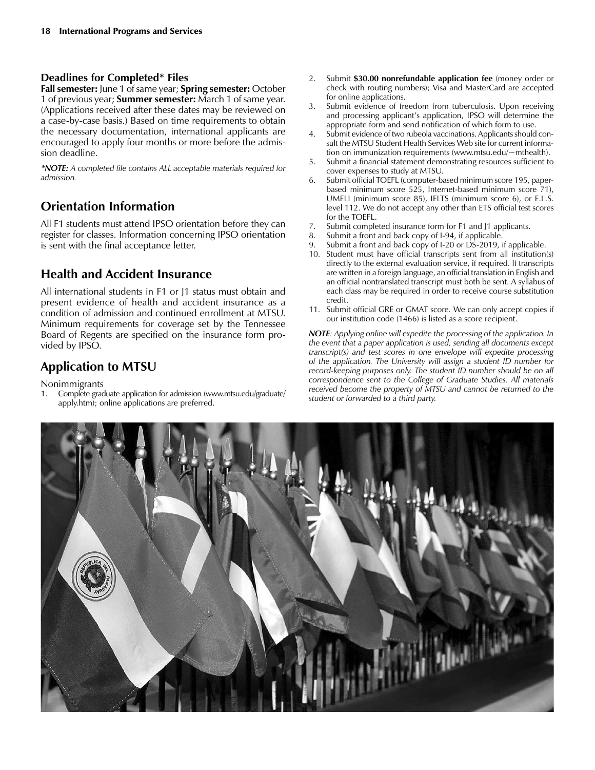### Deadlines for Completed* Files

**Fall semester:** June 1 of same year; **Spring semester:** October 1 of previous year; **Summer semester:** March 1 of same year. (Applications received after these dates may be reviewed on a case-by-case basis.) Based on time requirements to obtain the necessary documentation, international applicants are encouraged to apply four months or more before the admission deadline.

***NOTE:** A completed file contains ALL acceptable materials required for admission.*

## Orientation Information

All F1 students must attend IPSO orientation before they can register for classes. Information concerning IPSO orientation is sent with the final acceptance letter.

## Health and Accident Insurance

All international students in F1 or J1 status must obtain and present evidence of health and accident insurance as a condition of admission and continued enrollment at MTSU. Minimum requirements for coverage set by the Tennessee Board of Regents are specified on the insurance form provided by IPSO.

## Application to MTSU

Nonimmigrants

1. Complete graduate application for admission (www.mtsu.edu/graduate/apply.htm); online applications are preferred.
2. Submit **$30.00 nonrefundable application fee** (money order or check with routing numbers); Visa and MasterCard are accepted for online applications.
3. Submit evidence of freedom from tuberculosis. Upon receiving and processing applicant's application, IPSO will determine the appropriate form and send notification of which form to use.
4. Submit evidence of two rubeola vaccinations. Applicants should consult the MTSU Student Health Services Web site for current information on immunization requirements (www.mtsu.edu/~mthealth).
5. Submit a financial statement demonstrating resources sufficient to cover expenses to study at MTSU.
6. Submit official TOEFL (computer-based minimum score 195, paper-based minimum score 525, Internet-based minimum score 71), UMELI (minimum score 85), IELTS (minimum score 6), or E.L.S. level 112. We do not accept any other than ETS official test scores for the TOEFL.
7. Submit completed insurance form for F1 and J1 applicants.
8. Submit a front and back copy of I-94, if applicable.
9. Submit a front and back copy of I-20 or DS-2019, if applicable.
10. Student must have official transcripts sent from all institution(s) directly to the external evaluation service, if required. If transcripts are written in a foreign language, an official translation in English and an official nontranslated transcript must both be sent. A syllabus of each class may be required in order to receive course substitution credit.
11. Submit official GRE or GMAT score. We can only accept copies if our institution code (1466) is listed as a score recipient.

***NOTE**: Applying online will expedite the processing of the application. In the event that a paper application is used, sending all documents except transcript(s) and test scores in one envelope will expedite processing of the application. The University will assign a student ID number for record-keeping purposes only. The student ID number should be on all correspondence sent to the College of Graduate Studies. All materials received become the property of MTSU and cannot be returned to the student or forwarded to a third party.*